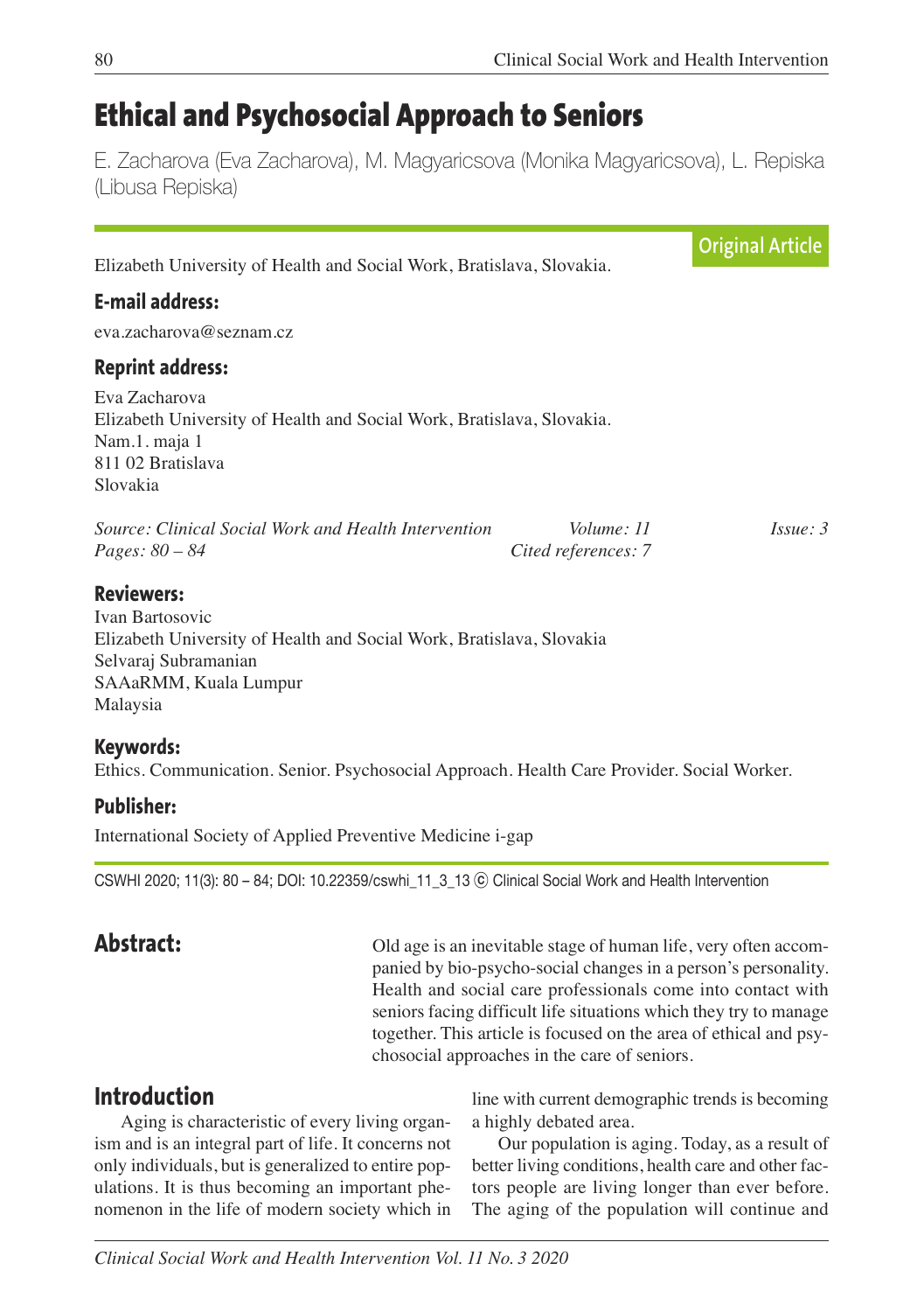# Ethical and Psychosocial Approach to Seniors

E. Zacharova (Eva Zacharova), M. Magyaricsova (Monika Magyaricsova), L. Repiska (Libusa Repiska)

**Original Article**

Elizabeth University of Health and Social Work, Bratislava, Slovakia.

### E-mail address:

eva.zacharova@seznam.cz

### Reprint address:

Eva Zacharova
Elizabeth University of Health and Social Work, Bratislava, Slovakia.
Nam.1. maja 1
811 02 Bratislava
Slovakia

*Source: Clinical Social Work and Health Intervention* *Volume: 11* *Issue: 3*
*Pages: 80 – 84* *Cited references: 7*

### Reviewers:

Ivan Bartosovic
Elizabeth University of Health and Social Work, Bratislava, Slovakia
Selvaraj Subramanian
SAAaRMM, Kuala Lumpur
Malaysia

### Keywords:

Ethics. Communication. Senior. Psychosocial Approach. Health Care Provider. Social Worker.

### Publisher:

International Society of Applied Preventive Medicine i-gap

CSWHI 2020; 11(3): 80 – 84; DOI: 10.22359/cswhi_11_3_13 © Clinical Social Work and Health Intervention

## Abstract:

Old age is an inevitable stage of human life, very often accompanied by bio-psycho-social changes in a person's personality. Health and social care professionals come into contact with seniors facing difficult life situations which they try to manage together. This article is focused on the area of ethical and psychosocial approaches in the care of seniors.

## Introduction

Aging is characteristic of every living organism and is an integral part of life. It concerns not only individuals, but is generalized to entire populations. It is thus becoming an important phenomenon in the life of modern society which in line with current demographic trends is becoming a highly debated area.

Our population is aging. Today, as a result of better living conditions, health care and other factors people are living longer than ever before. The aging of the population will continue and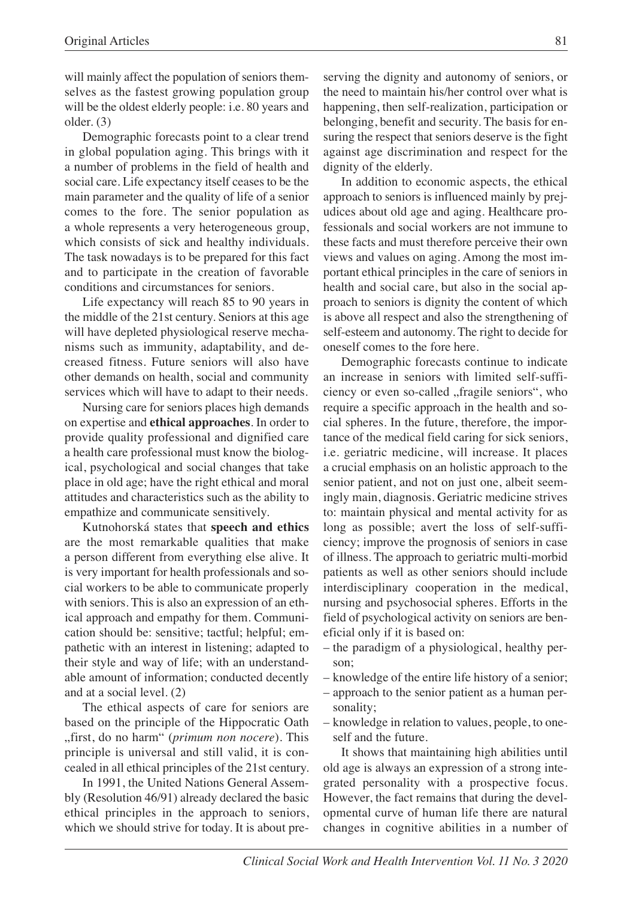will mainly affect the population of seniors themselves as the fastest growing population group will be the oldest elderly people: i.e. 80 years and older. (3)

Demographic forecasts point to a clear trend in global population aging. This brings with it a number of problems in the field of health and social care. Life expectancy itself ceases to be the main parameter and the quality of life of a senior comes to the fore. The senior population as a whole represents a very heterogeneous group, which consists of sick and healthy individuals. The task nowadays is to be prepared for this fact and to participate in the creation of favorable conditions and circumstances for seniors.

Life expectancy will reach 85 to 90 years in the middle of the 21st century. Seniors at this age will have depleted physiological reserve mechanisms such as immunity, adaptability, and decreased fitness. Future seniors will also have other demands on health, social and community services which will have to adapt to their needs.

Nursing care for seniors places high demands on expertise and **ethical approaches**. In order to provide quality professional and dignified care a health care professional must know the biological, psychological and social changes that take place in old age; have the right ethical and moral attitudes and characteristics such as the ability to empathize and communicate sensitively.

Kutnohorská states that **speech and ethics** are the most remarkable qualities that make a person different from everything else alive. It is very important for health professionals and social workers to be able to communicate properly with seniors. This is also an expression of an ethical approach and empathy for them. Communication should be: sensitive; tactful; helpful; empathetic with an interest in listening; adapted to their style and way of life; with an understandable amount of information; conducted decently and at a social level. (2)

The ethical aspects of care for seniors are based on the principle of the Hippocratic Oath „first, do no harm" (*primum non nocere*). This principle is universal and still valid, it is concealed in all ethical principles of the 21st century.

In 1991, the United Nations General Assembly (Resolution 46/91) already declared the basic ethical principles in the approach to seniors, which we should strive for today. It is about preserving the dignity and autonomy of seniors, or the need to maintain his/her control over what is happening, then self-realization, participation or belonging, benefit and security. The basis for ensuring the respect that seniors deserve is the fight against age discrimination and respect for the dignity of the elderly.

In addition to economic aspects, the ethical approach to seniors is influenced mainly by prejudices about old age and aging. Healthcare professionals and social workers are not immune to these facts and must therefore perceive their own views and values on aging. Among the most important ethical principles in the care of seniors in health and social care, but also in the social approach to seniors is dignity the content of which is above all respect and also the strengthening of self-esteem and autonomy. The right to decide for oneself comes to the fore here.

Demographic forecasts continue to indicate an increase in seniors with limited self-sufficiency or even so-called „fragile seniors", who require a specific approach in the health and social spheres. In the future, therefore, the importance of the medical field caring for sick seniors, i.e. geriatric medicine, will increase. It places a crucial emphasis on an holistic approach to the senior patient, and not on just one, albeit seemingly main, diagnosis. Geriatric medicine strives to: maintain physical and mental activity for as long as possible; avert the loss of self-sufficiency; improve the prognosis of seniors in case of illness. The approach to geriatric multi-morbid patients as well as other seniors should include interdisciplinary cooperation in the medical, nursing and psychosocial spheres. Efforts in the field of psychological activity on seniors are beneficial only if it is based on:

- the paradigm of a physiological, healthy person;
- knowledge of the entire life history of a senior;
- approach to the senior patient as a human personality;
- knowledge in relation to values, people, to oneself and the future.

It shows that maintaining high abilities until old age is always an expression of a strong integrated personality with a prospective focus. However, the fact remains that during the developmental curve of human life there are natural changes in cognitive abilities in a number of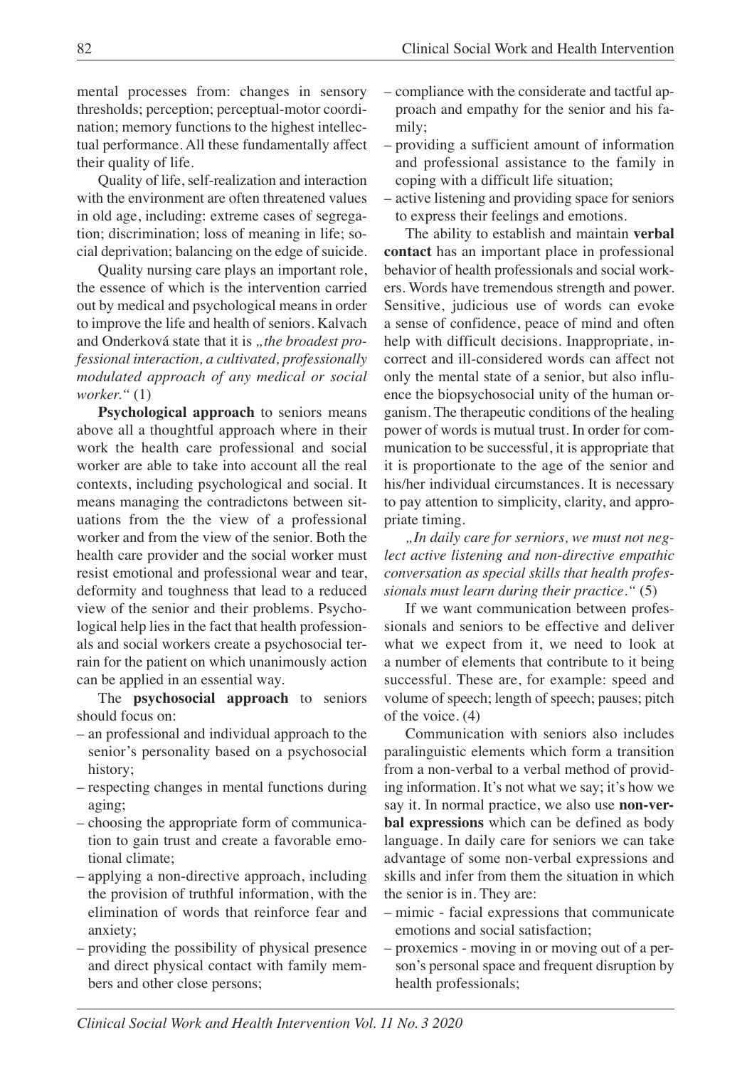mental processes from: changes in sensory thresholds; perception; perceptual-motor coordination; memory functions to the highest intellectual performance. All these fundamentally affect their quality of life.

Quality of life, self-realization and interaction with the environment are often threatened values in old age, including: extreme cases of segregation; discrimination; loss of meaning in life; social deprivation; balancing on the edge of suicide.

Quality nursing care plays an important role, the essence of which is the intervention carried out by medical and psychological means in order to improve the life and health of seniors. Kalvach and Onderková state that it is *„the broadest professional interaction, a cultivated, professionally modulated approach of any medical or social worker."* (1)

**Psychological approach** to seniors means above all a thoughtful approach where in their work the health care professional and social worker are able to take into account all the real contexts, including psychological and social. It means managing the contradictons between situations from the the view of a professional worker and from the view of the senior. Both the health care provider and the social worker must resist emotional and professional wear and tear, deformity and toughness that lead to a reduced view of the senior and their problems. Psychological help lies in the fact that health professionals and social workers create a psychosocial terrain for the patient on which unanimously action can be applied in an essential way.

The **psychosocial approach** to seniors should focus on:

- an professional and individual approach to the senior's personality based on a psychosocial history;
- respecting changes in mental functions during aging;
- choosing the appropriate form of communication to gain trust and create a favorable emotional climate;
- applying a non-directive approach, including the provision of truthful information, with the elimination of words that reinforce fear and anxiety;
- providing the possibility of physical presence and direct physical contact with family members and other close persons;
- compliance with the considerate and tactful approach and empathy for the senior and his family;
- providing a sufficient amount of information and professional assistance to the family in coping with a difficult life situation;
- active listening and providing space for seniors to express their feelings and emotions.

The ability to establish and maintain **verbal contact** has an important place in professional behavior of health professionals and social workers. Words have tremendous strength and power. Sensitive, judicious use of words can evoke a sense of confidence, peace of mind and often help with difficult decisions. Inappropriate, incorrect and ill-considered words can affect not only the mental state of a senior, but also influence the biopsychosocial unity of the human organism. The therapeutic conditions of the healing power of words is mutual trust. In order for communication to be successful, it is appropriate that it is proportionate to the age of the senior and his/her individual circumstances. It is necessary to pay attention to simplicity, clarity, and appropriate timing.

*„In daily care for serniors, we must not neglect active listening and non-directive empathic conversation as special skills that health professionals must learn during their practice."* (5)

If we want communication between professionals and seniors to be effective and deliver what we expect from it, we need to look at a number of elements that contribute to it being successful. These are, for example: speed and volume of speech; length of speech; pauses; pitch of the voice. (4)

Communication with seniors also includes paralinguistic elements which form a transition from a non-verbal to a verbal method of providing information. It's not what we say; it's how we say it. In normal practice, we also use **non-verbal expressions** which can be defined as body language. In daily care for seniors we can take advantage of some non-verbal expressions and skills and infer from them the situation in which the senior is in. They are:

- mimic - facial expressions that communicate emotions and social satisfaction;
- proxemics - moving in or moving out of a person's personal space and frequent disruption by health professionals;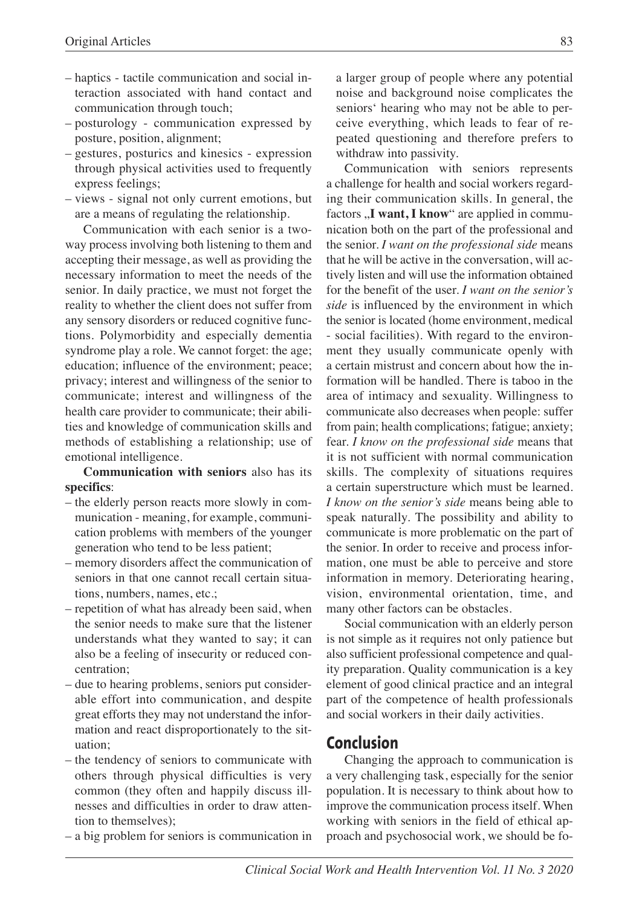- haptics - tactile communication and social interaction associated with hand contact and communication through touch;
- posturology - communication expressed by posture, position, alignment;
- gestures, posturics and kinesics - expression through physical activities used to frequently express feelings;
- views - signal not only current emotions, but are a means of regulating the relationship.

Communication with each senior is a two-way process involving both listening to them and accepting their message, as well as providing the necessary information to meet the needs of the senior. In daily practice, we must not forget the reality to whether the client does not suffer from any sensory disorders or reduced cognitive functions. Polymorbidity and especially dementia syndrome play a role. We cannot forget: the age; education; influence of the environment; peace; privacy; interest and willingness of the senior to communicate; interest and willingness of the health care provider to communicate; their abilities and knowledge of communication skills and methods of establishing a relationship; use of emotional intelligence.

**Communication with seniors** also has its **specifics**:

- the elderly person reacts more slowly in communication - meaning, for example, communication problems with members of the younger generation who tend to be less patient;
- memory disorders affect the communication of seniors in that one cannot recall certain situations, numbers, names, etc.;
- repetition of what has already been said, when the senior needs to make sure that the listener understands what they wanted to say; it can also be a feeling of insecurity or reduced concentration;
- due to hearing problems, seniors put considerable effort into communication, and despite great efforts they may not understand the information and react disproportionately to the situation;
- the tendency of seniors to communicate with others through physical difficulties is very common (they often and happily discuss illnesses and difficulties in order to draw attention to themselves);
- a big problem for seniors is communication in a larger group of people where any potential noise and background noise complicates the seniors' hearing who may not be able to perceive everything, which leads to fear of repeated questioning and therefore prefers to withdraw into passivity.

Communication with seniors represents a challenge for health and social workers regarding their communication skills. In general, the factors „**I want, I know**" are applied in communication both on the part of the professional and the senior. *I want on the professional side* means that he will be active in the conversation, will actively listen and will use the information obtained for the benefit of the user. *I want on the senior's side* is influenced by the environment in which the senior is located (home environment, medical - social facilities). With regard to the environment they usually communicate openly with a certain mistrust and concern about how the information will be handled. There is taboo in the area of intimacy and sexuality. Willingness to communicate also decreases when people: suffer from pain; health complications; fatigue; anxiety; fear. *I know on the professional side* means that it is not sufficient with normal communication skills. The complexity of situations requires a certain superstructure which must be learned. *I know on the senior's side* means being able to speak naturally. The possibility and ability to communicate is more problematic on the part of the senior. In order to receive and process information, one must be able to perceive and store information in memory. Deteriorating hearing, vision, environmental orientation, time, and many other factors can be obstacles.

Social communication with an elderly person is not simple as it requires not only patience but also sufficient professional competence and quality preparation. Quality communication is a key element of good clinical practice and an integral part of the competence of health professionals and social workers in their daily activities.

## Conclusion

Changing the approach to communication is a very challenging task, especially for the senior population. It is necessary to think about how to improve the communication process itself. When working with seniors in the field of ethical approach and psychosocial work, we should be fo-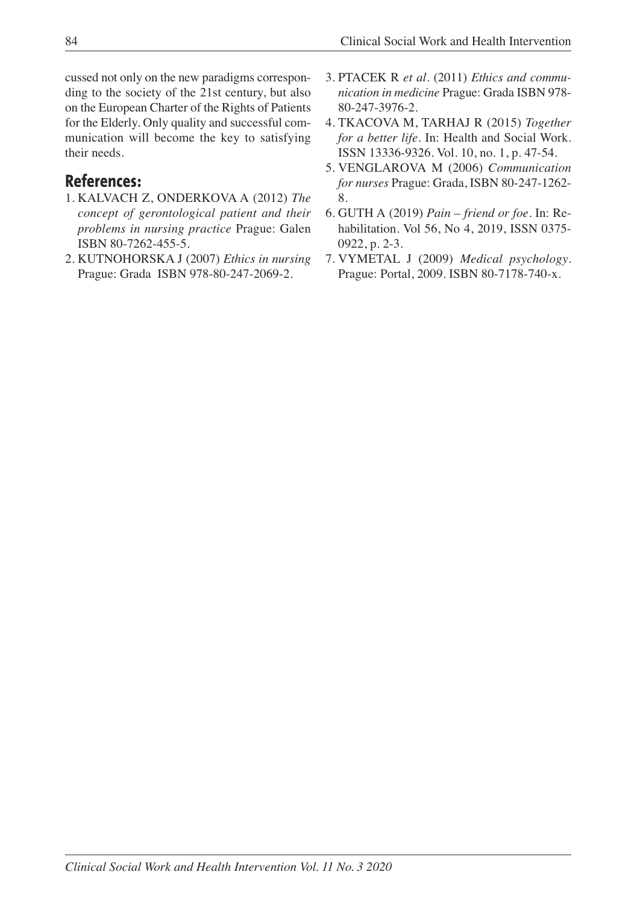cussed not only on the new paradigms corresponding to the society of the 21st century, but also on the European Charter of the Rights of Patients for the Elderly. Only quality and successful communication will become the key to satisfying their needs.

## References:

1. KALVACH Z, ONDERKOVA A (2012) *The concept of gerontological patient and their problems in nursing practice* Prague: Galen ISBN 80-7262-455-5.
2. KUTNOHORSKA J (2007) *Ethics in nursing* Prague: Grada ISBN 978-80-247-2069-2.
3. PTACEK R *et al*. (2011) *Ethics and communication in medicine* Prague: Grada ISBN 978-80-247-3976-2.
4. TKACOVA M, TARHAJ R (2015) *Together for a better life*. In: Health and Social Work. ISSN 13336-9326. Vol. 10, no. 1, p. 47-54.
5. VENGLAROVA M (2006) *Communication for nurses* Prague: Grada, ISBN 80-247-1262-8.
6. GUTH A (2019) *Pain – friend or foe*. In: Rehabilitation. Vol 56, No 4, 2019, ISSN 0375-0922, p. 2-3.
7. VYMETAL J (2009) *Medical psychology*. Prague: Portal, 2009. ISBN 80-7178-740-x.